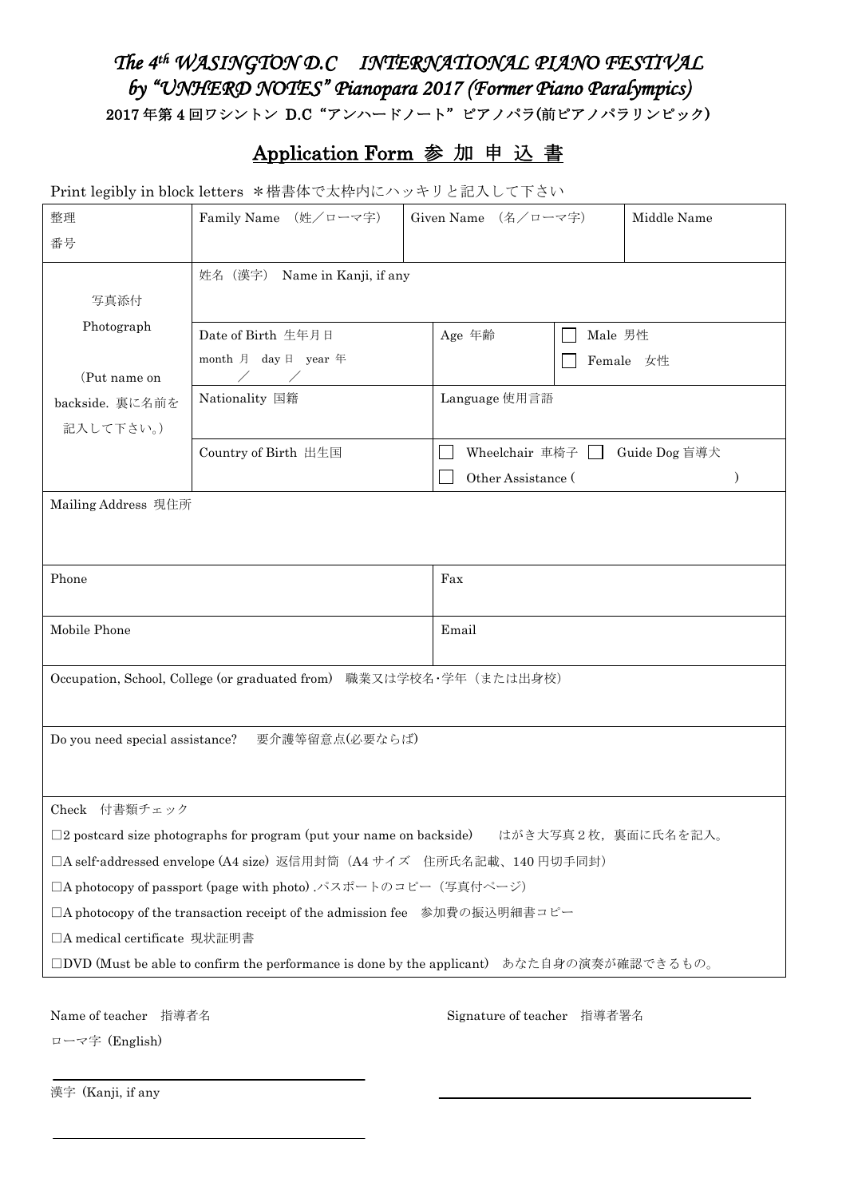# *The 4th WASINGTON D.C　INTERNATIONAL PIANO FESTIVAL by "UNHERD NOTES" Pianopara 2017 (Former Piano Paralympics)*

**2017 年第 4 回ワシントン D.C "アンハードノート" ピアノパラ(前ピアノパラリンピック)**

## Application Form 参 加 申 込 書

Print legibly in block letters ＊楷書体で太枠内にハッキリと記入して下さい

| 整理番号 | Family Name （姓／ローマ字） | | Given Name （名／ローマ字） | | Middle Name |
|---|---|---|---|---|---|
| 写真添付 Photograph (Put name on backside. 裏に名前を記入して下さい。) | 姓名（漢字） Name in Kanji, if any | | | | |
| | Date of Birth 生年月日 month 月 day 日 year 年 ／ ／ | | Age 年齢 | □ Male 男性 □ Female 女性 | |
| | Nationality 国籍 | | Language 使用言語 | | |
| | Country of Birth 出生国 | | □ Wheelchair 車椅子 □ Guide Dog 盲導犬 □ Other Assistance ( ) | | |
| Mailing Address 現住所 | | | | | |
| Phone | | | Fax | | |
| Mobile Phone | | | Email | | |
| Occupation, School, College (or graduated from) 職業又は学校名･学年（または出身校） | | | | | |
| Do you need special assistance? 要介護等留意点(必要ならば) | | | | | |

Check 付書類チェック

□2 postcard size photographs for program (put your name on backside)　はがき大写真 2 枚，裏面に氏名を記入。

□A self-addressed envelope (A4 size) 返信用封筒（A4 サイズ　住所氏名記載、140 円切手同封）

□A photocopy of passport (page with photo) .パスポートのコピー（写真付ページ）

□A photocopy of the transaction receipt of the admission fee　参加費の振込明細書コピー

□A medical certificate 現状証明書

□DVD (Must be able to confirm the performance is done by the applicant)　あなた自身の演奏が確認できるもの。

Name of teacher　指導者名

ローマ字 (English)

\_\_\_\_\_\_\_\_\_\_\_\_\_\_\_\_\_\_\_\_\_\_\_\_\_\_\_\_\_\_

漢字 (Kanji, if any

\_\_\_\_\_\_\_\_\_\_\_\_\_\_\_\_\_\_\_\_\_\_\_\_\_\_\_\_\_\_

Signature of teacher　指導者署名

\_\_\_\_\_\_\_\_\_\_\_\_\_\_\_\_\_\_\_\_\_\_\_\_\_\_\_\_\_\_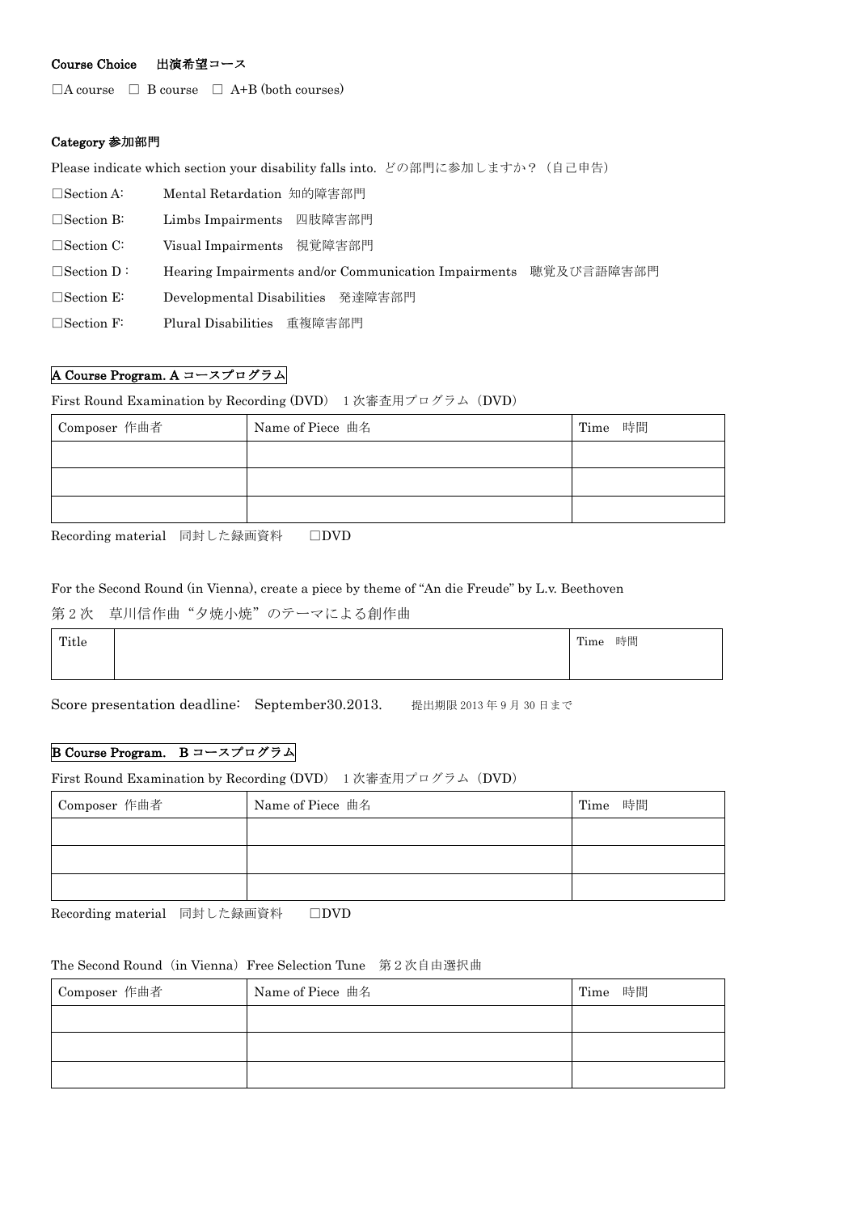**Course Choice　出演希望コース**

□A course　□ B course　□ A+B (both courses)

**Category 参加部門**

Please indicate which section your disability falls into. どの部門に参加しますか？（自己申告）

□Section A:　Mental Retardation 知的障害部門

□Section B:　Limbs Impairments　四肢障害部門

□Section C:　Visual Impairments　視覚障害部門

□Section D：　Hearing Impairments and/or Communication Impairments　聴覚及び言語障害部門

□Section E:　Developmental Disabilities　発達障害部門

□Section F:　Plural Disabilities　重複障害部門

**A Course Program. A コースプログラム**

First Round Examination by Recording (DVD)　1 次審査用プログラム（DVD）

| Composer 作曲者 | Name of Piece 曲名 | Time　時間 |
|---|---|---|
| | | |
| | | |
| | | |

Recording material　同封した録画資料　□DVD

For the Second Round (in Vienna), create a piece by theme of "An die Freude" by L.v. Beethoven

第 2 次　草川信作曲"夕焼小焼"のテーマによる創作曲

| Title | | Time　時間 |
|---|---|---|
| | | |

Score presentation deadline:　September30.2013.　提出期限 2013 年 9 月 30 日まで

**B Course Program.　B コースプログラム**

First Round Examination by Recording (DVD)　1 次審査用プログラム（DVD）

| Composer 作曲者 | Name of Piece 曲名 | Time　時間 |
|---|---|---|
| | | |
| | | |
| | | |

Recording material　同封した録画資料　□DVD

The Second Round（in Vienna）Free Selection Tune　第 2 次自由選択曲

| Composer 作曲者 | Name of Piece 曲名 | Time　時間 |
|---|---|---|
| | | |
| | | |
| | | |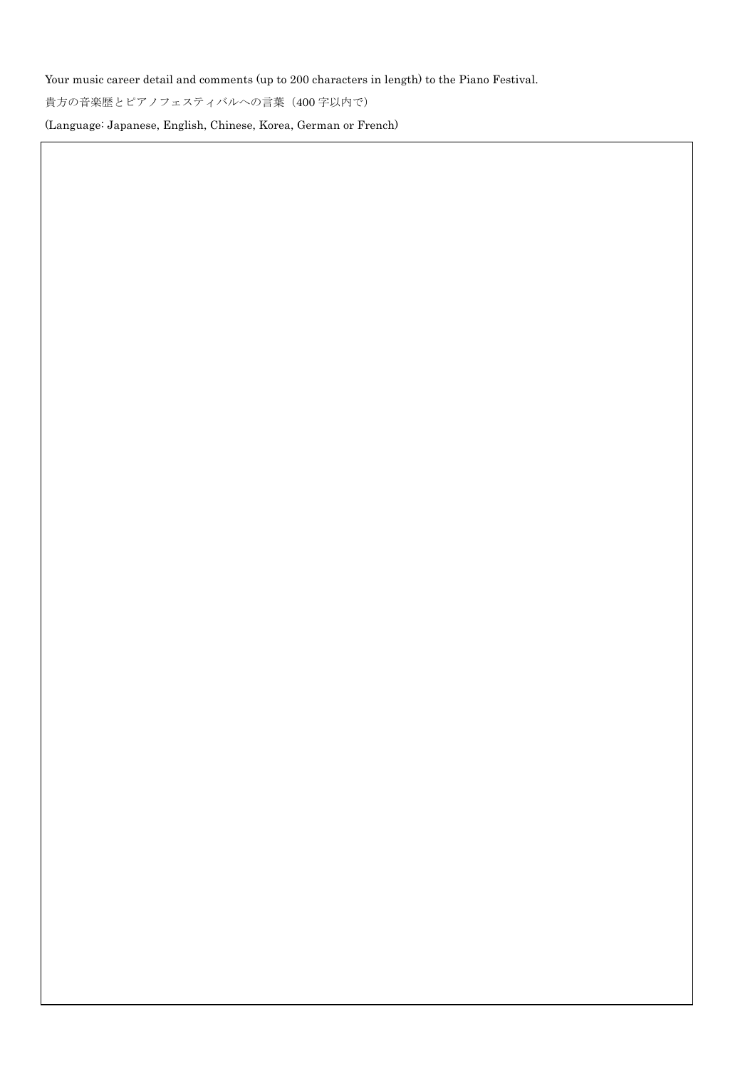Your music career detail and comments (up to 200 characters in length) to the Piano Festival.

貴方の音楽歴とピアノフェスティバルへの言葉（400 字以内で）

(Language: Japanese, English, Chinese, Korea, German or French)